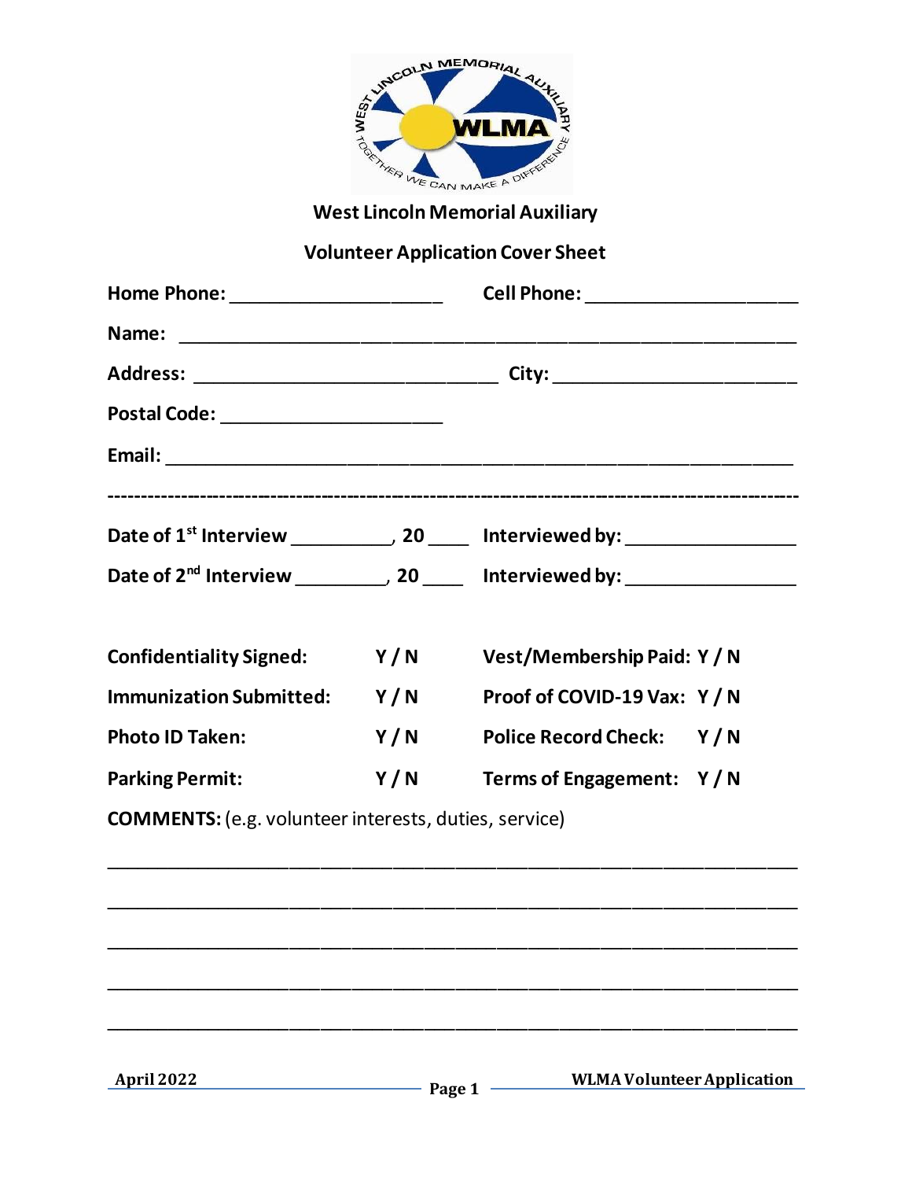# West Lincoln Memorial Auxiliary

## Volunteer Application Cover Sheet

**Home Phone:** ____________________ **Cell Phone:** ____________________

**Name:** ____________________________________________________________

**Address:** ____________________________ **City:** ______________________

**Postal Code:** ____________________

**Email:** ____________________________________________________________

---

**Date of 1st Interview** __________, **20** ____ **Interviewed by:** ________________

**Date of 2nd Interview** __________, **20** ____ **Interviewed by:** ________________

| | | | |
|---|---|---|---|
| **Confidentiality Signed:** | **Y / N** | **Vest/Membership Paid:** | **Y / N** |
| **Immunization Submitted:** | **Y / N** | **Proof of COVID-19 Vax:** | **Y / N** |
| **Photo ID Taken:** | **Y / N** | **Police Record Check:** | **Y / N** |
| **Parking Permit:** | **Y / N** | **Terms of Engagement:** | **Y / N** |

**COMMENTS:** (e.g. volunteer interests, duties, service)

_______________________________________________________________

_______________________________________________________________

_______________________________________________________________

_______________________________________________________________

_______________________________________________________________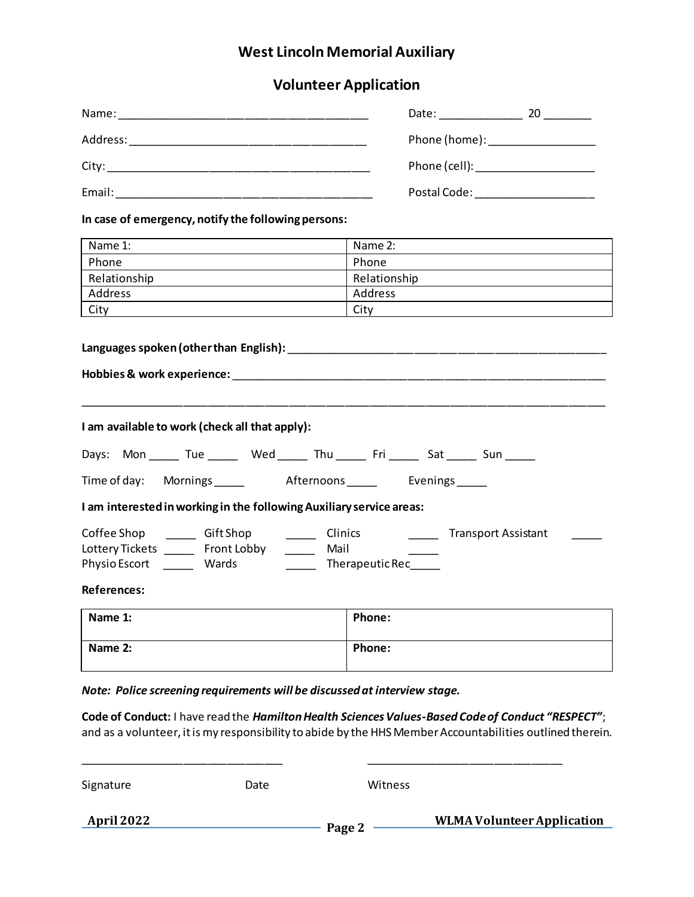# West Lincoln Memorial Auxiliary

## Volunteer Application

Name: ________________________________________ Date: _____________ 20 _______

Address: ______________________________________ Phone (home): _________________

City: ___________________________________________ Phone (cell): ___________________

Email: __________________________________________ Postal Code: ___________________

**In case of emergency, notify the following persons:**

| Name 1: | Name 2: |
|---|---|
| Phone | Phone |
| Relationship | Relationship |
| Address | Address |
| City | City |

**Languages spoken (other than English):** _____________________________________________________

**Hobbies & work experience:** _____________________________________________________________

_____________________________________________________________________________________

**I am available to work (check all that apply):**

Days: Mon _____ Tue _____ Wed _____ Thu _____ Fri _____ Sat _____ Sun _____

Time of day: Mornings _____ Afternoons _____ Evenings _____

**I am interested in working in the following Auxiliary service areas:**

Coffee Shop _____ Gift Shop _____ Clinics _____ Transport Assistant _____
Lottery Tickets _____ Front Lobby _____ Mail _____
Physio Escort _____ Wards _____ Therapeutic Rec _____

**References:**

| **Name 1:** | **Phone:** |
|---|---|
| **Name 2:** | **Phone:** |

***Note: Police screening requirements will be discussed at interview stage.***

**Code of Conduct:** I have read the ***Hamilton Health Sciences Values-Based Code of Conduct "RESPECT"***; and as a volunteer, it is my responsibility to abide by the HHS Member Accountabilities outlined therein.

_________________________________ _________________________________

Signature Date Witness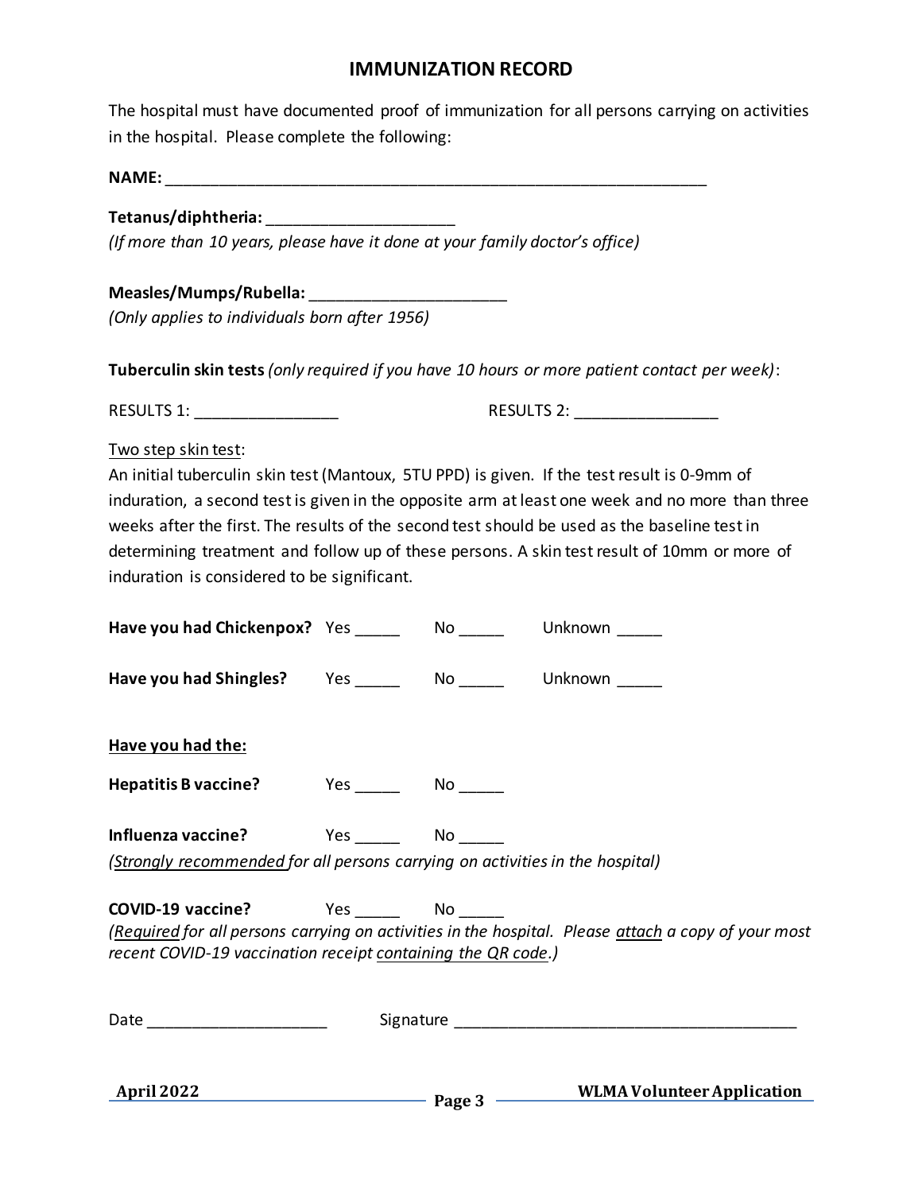# IMMUNIZATION RECORD

The hospital must have documented proof of immunization for all persons carrying on activities in the hospital. Please complete the following:

**NAME:** ____________________________________________________________

**Tetanus/diphtheria:** ____________________

*(If more than 10 years, please have it done at your family doctor's office)*

**Measles/Mumps/Rubella:** ____________________

*(Only applies to individuals born after 1956)*

**Tuberculin skin tests** *(only required if you have 10 hours or more patient contact per week)*:

RESULTS 1: _______________ RESULTS 2: _______________

<u>Two step skin test</u>:

An initial tuberculin skin test (Mantoux, 5TU PPD) is given. If the test result is 0-9mm of induration, a second test is given in the opposite arm at least one week and no more than three weeks after the first. The results of the second test should be used as the baseline test in determining treatment and follow up of these persons. A skin test result of 10mm or more of induration is considered to be significant.

**Have you had Chickenpox?** Yes _____ No _____ Unknown _____

**Have you had Shingles?** Yes _____ No _____ Unknown _____

**<u>Have you had the:</u>**

**Hepatitis B vaccine?** Yes _____ No _____

**Influenza vaccine?** Yes _____ No _____

*(<u>Strongly recommended</u> for all persons carrying on activities in the hospital)*

**COVID-19 vaccine?** Yes _____ No _____

*(<u>Required</u> for all persons carrying on activities in the hospital. Please <u>attach</u> a copy of your most recent COVID-19 vaccination receipt <u>containing the QR code</u>.)*

Date ____________________ Signature ______________________________________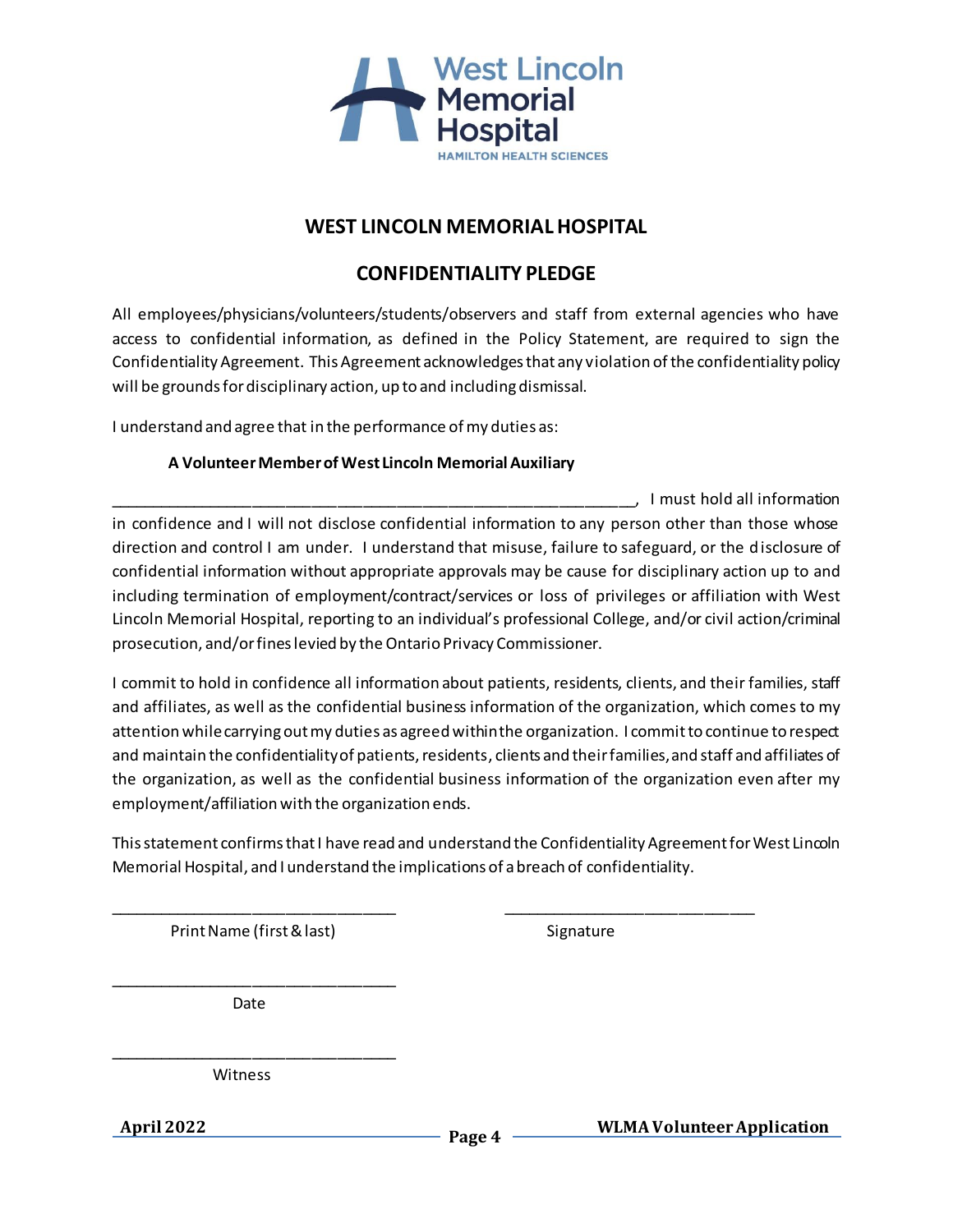# WEST LINCOLN MEMORIAL HOSPITAL

## CONFIDENTIALITY PLEDGE

All employees/physicians/volunteers/students/observers and staff from external agencies who have access to confidential information, as defined in the Policy Statement, are required to sign the Confidentiality Agreement. This Agreement acknowledges that any violation of the confidentiality policy will be grounds for disciplinary action, up to and including dismissal.

I understand and agree that in the performance of my duties as:

**A Volunteer Member of West Lincoln Memorial Auxiliary**

_______________________________________________________________, I must hold all information in confidence and I will not disclose confidential information to any person other than those whose direction and control I am under. I understand that misuse, failure to safeguard, or the disclosure of confidential information without appropriate approvals may be cause for disciplinary action up to and including termination of employment/contract/services or loss of privileges or affiliation with West Lincoln Memorial Hospital, reporting to an individual's professional College, and/or civil action/criminal prosecution, and/or fines levied by the Ontario Privacy Commissioner.

I commit to hold in confidence all information about patients, residents, clients, and their families, staff and affiliates, as well as the confidential business information of the organization, which comes to my attention while carrying out my duties as agreed within the organization. I commit to continue to respect and maintain the confidentiality of patients, residents, clients and their families, and staff and affiliates of the organization, as well as the confidential business information of the organization even after my employment/affiliation with the organization ends.

This statement confirms that I have read and understand the Confidentiality Agreement for West Lincoln Memorial Hospital, and I understand the implications of a breach of confidentiality.

___________________________________ Print Name (first & last)

___________________________________ Signature

___________________________________ Date

___________________________________ Witness

**April 2022** **WLMA Volunteer Application**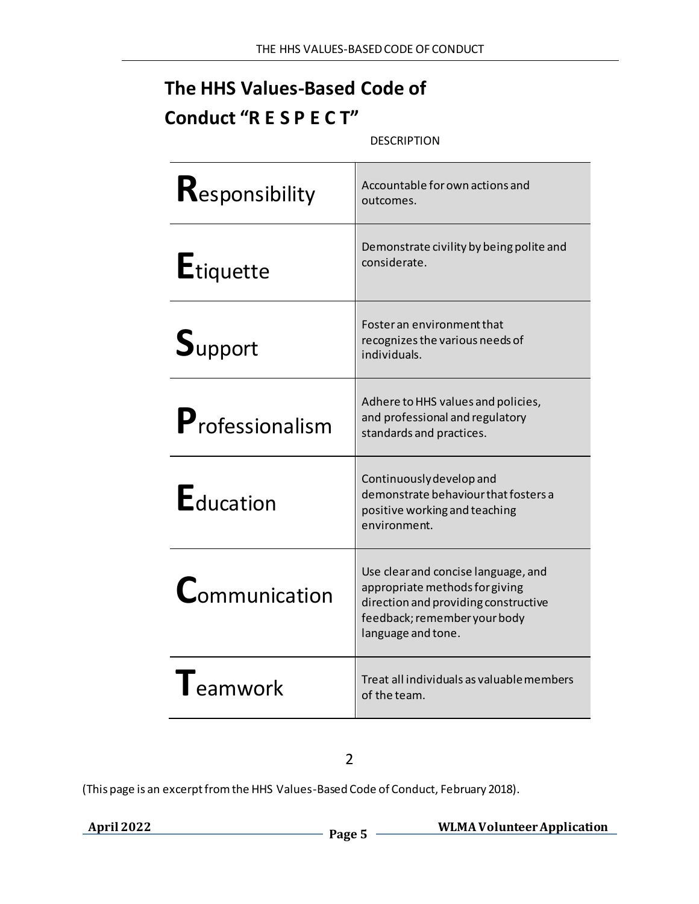# The HHS Values-Based Code of Conduct "R E S P E C T"

| | DESCRIPTION |
|---|---|
| **R**esponsibility | Accountable for own actions and outcomes. |
| **E**tiquette | Demonstrate civility by being polite and considerate. |
| **S**upport | Foster an environment that recognizes the various needs of individuals. |
| **P**rofessionalism | Adhere to HHS values and policies, and professional and regulatory standards and practices. |
| **E**ducation | Continuously develop and demonstrate behaviour that fosters a positive working and teaching environment. |
| **C**ommunication | Use clear and concise language, and appropriate methods for giving direction and providing constructive feedback; remember your body language and tone. |
| **T**eamwork | Treat all individuals as valuable members of the team. |

(This page is an excerpt from the HHS Values-Based Code of Conduct, February 2018).